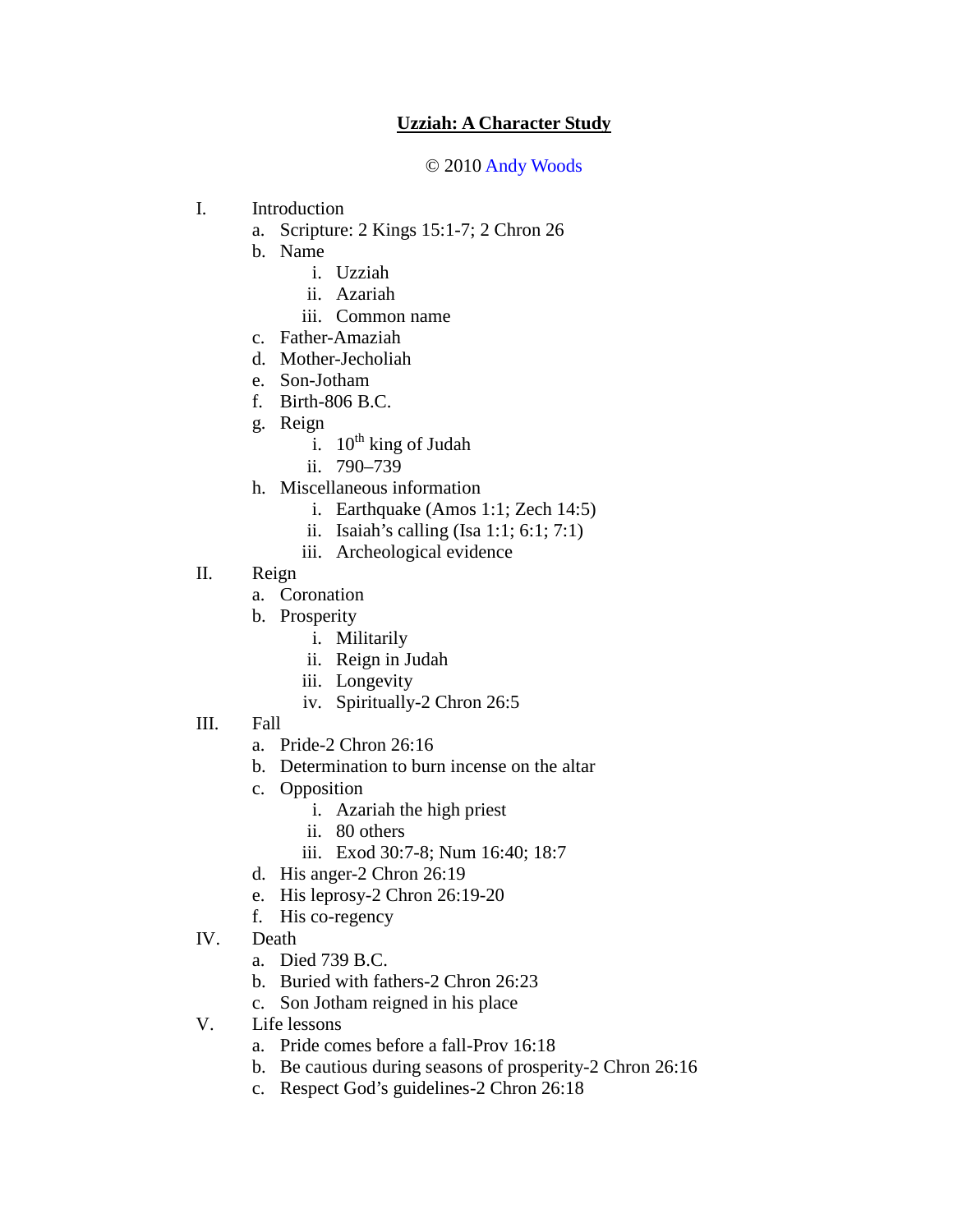# Uzziah: A Character Study

© 2010 Andy Woods

I. Introduction
   a. Scripture: 2 Kings 15:1-7; 2 Chron 26
   b. Name
      i. Uzziah
      ii. Azariah
      iii. Common name
   c. Father-Amaziah
   d. Mother-Jecholiah
   e. Son-Jotham
   f. Birth-806 B.C.
   g. Reign
      i. 10th king of Judah
      ii. 790–739
   h. Miscellaneous information
      i. Earthquake (Amos 1:1; Zech 14:5)
      ii. Isaiah's calling (Isa 1:1; 6:1; 7:1)
      iii. Archeological evidence

II. Reign
   a. Coronation
   b. Prosperity
      i. Militarily
      ii. Reign in Judah
      iii. Longevity
      iv. Spiritually-2 Chron 26:5

III. Fall
   a. Pride-2 Chron 26:16
   b. Determination to burn incense on the altar
   c. Opposition
      i. Azariah the high priest
      ii. 80 others
      iii. Exod 30:7-8; Num 16:40; 18:7
   d. His anger-2 Chron 26:19
   e. His leprosy-2 Chron 26:19-20
   f. His co-regency

IV. Death
   a. Died 739 B.C.
   b. Buried with fathers-2 Chron 26:23
   c. Son Jotham reigned in his place

V. Life lessons
   a. Pride comes before a fall-Prov 16:18
   b. Be cautious during seasons of prosperity-2 Chron 26:16
   c. Respect God's guidelines-2 Chron 26:18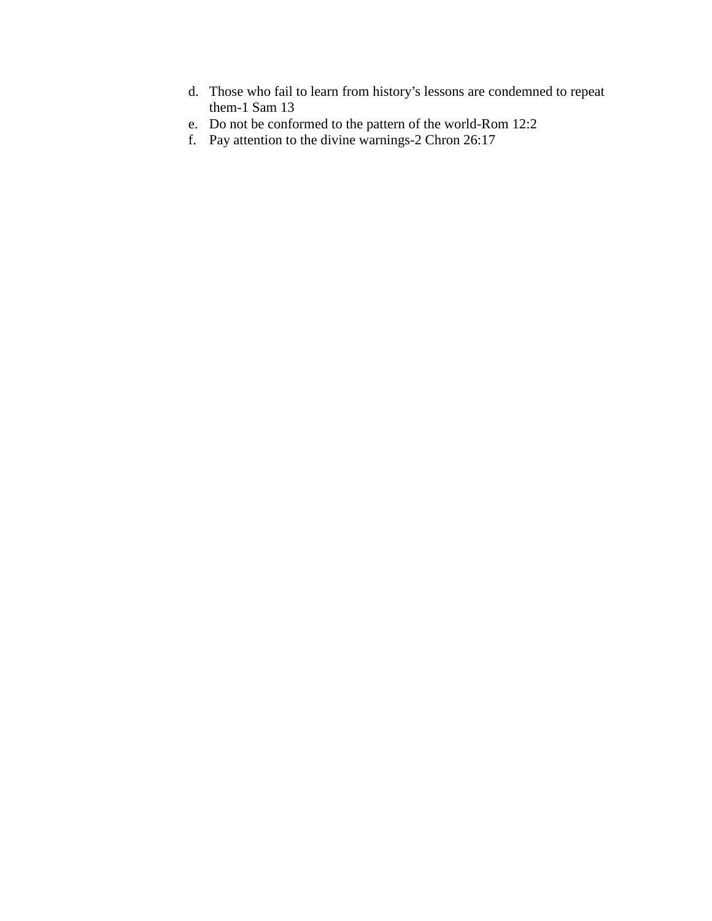d. Those who fail to learn from history's lessons are condemned to repeat them-1 Sam 13
e. Do not be conformed to the pattern of the world-Rom 12:2
f. Pay attention to the divine warnings-2 Chron 26:17